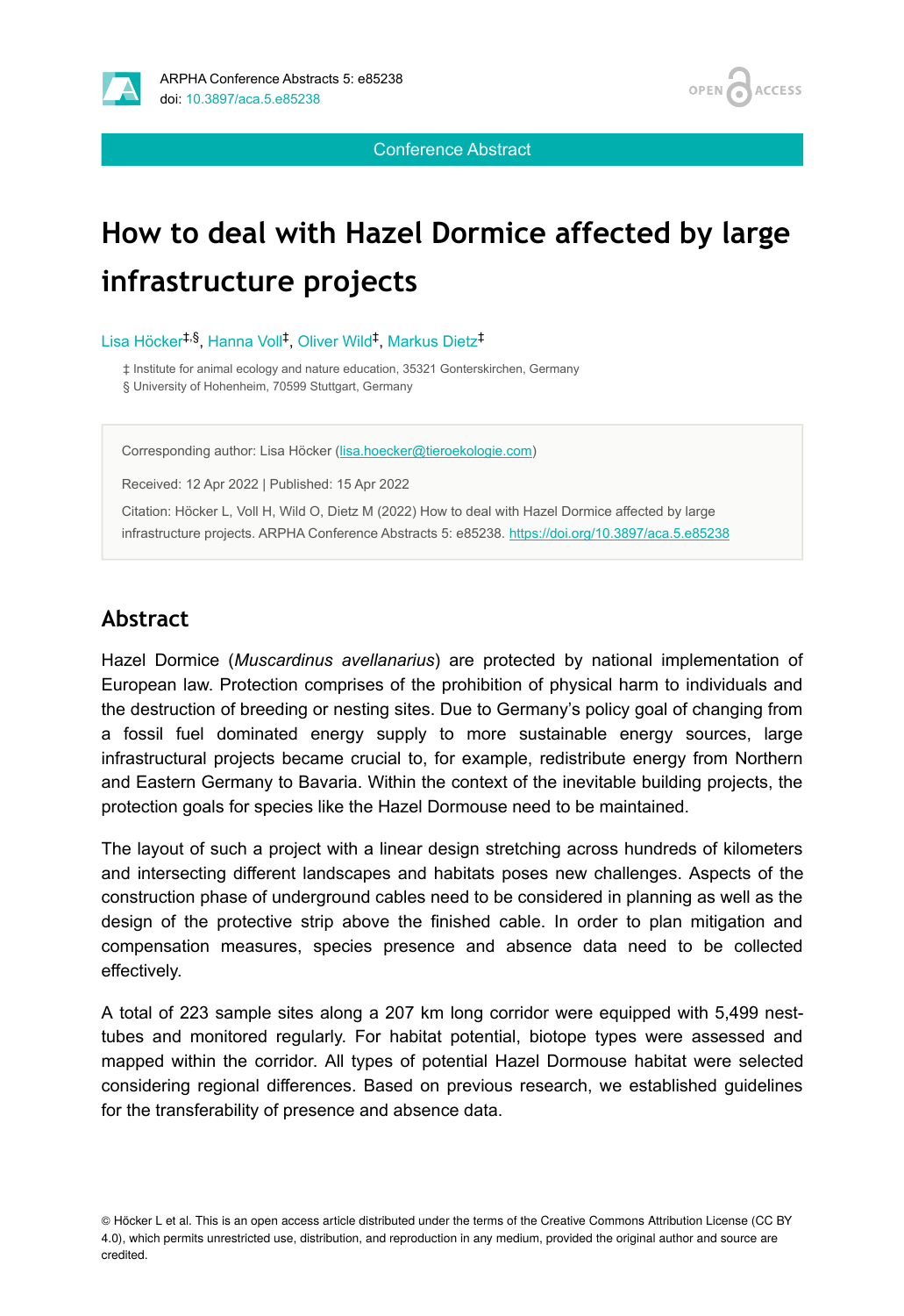Conference Abstract

# How to deal with Hazel Dormice affected by large infrastructure projects

Lisa Höcker[‡,§], Hanna Voll[‡], Oliver Wild[‡], Markus Dietz[‡]

‡ Institute for animal ecology and nature education, 35321 Gonterskirchen, Germany
§ University of Hohenheim, 70599 Stuttgart, Germany

Corresponding author: Lisa Höcker (lisa.hoecker@tieroekologie.com)

Received: 12 Apr 2022 | Published: 15 Apr 2022

Citation: Höcker L, Voll H, Wild O, Dietz M (2022) How to deal with Hazel Dormice affected by large infrastructure projects. ARPHA Conference Abstracts 5: e85238. https://doi.org/10.3897/aca.5.e85238

## Abstract

Hazel Dormice (*Muscardinus avellanarius*) are protected by national implementation of European law. Protection comprises of the prohibition of physical harm to individuals and the destruction of breeding or nesting sites. Due to Germany's policy goal of changing from a fossil fuel dominated energy supply to more sustainable energy sources, large infrastructural projects became crucial to, for example, redistribute energy from Northern and Eastern Germany to Bavaria. Within the context of the inevitable building projects, the protection goals for species like the Hazel Dormouse need to be maintained.

The layout of such a project with a linear design stretching across hundreds of kilometers and intersecting different landscapes and habitats poses new challenges. Aspects of the construction phase of underground cables need to be considered in planning as well as the design of the protective strip above the finished cable. In order to plan mitigation and compensation measures, species presence and absence data need to be collected effectively.

A total of 223 sample sites along a 207 km long corridor were equipped with 5,499 nest-tubes and monitored regularly. For habitat potential, biotope types were assessed and mapped within the corridor. All types of potential Hazel Dormouse habitat were selected considering regional differences. Based on previous research, we established guidelines for the transferability of presence and absence data.

© Höcker L et al. This is an open access article distributed under the terms of the Creative Commons Attribution License (CC BY 4.0), which permits unrestricted use, distribution, and reproduction in any medium, provided the original author and source are credited.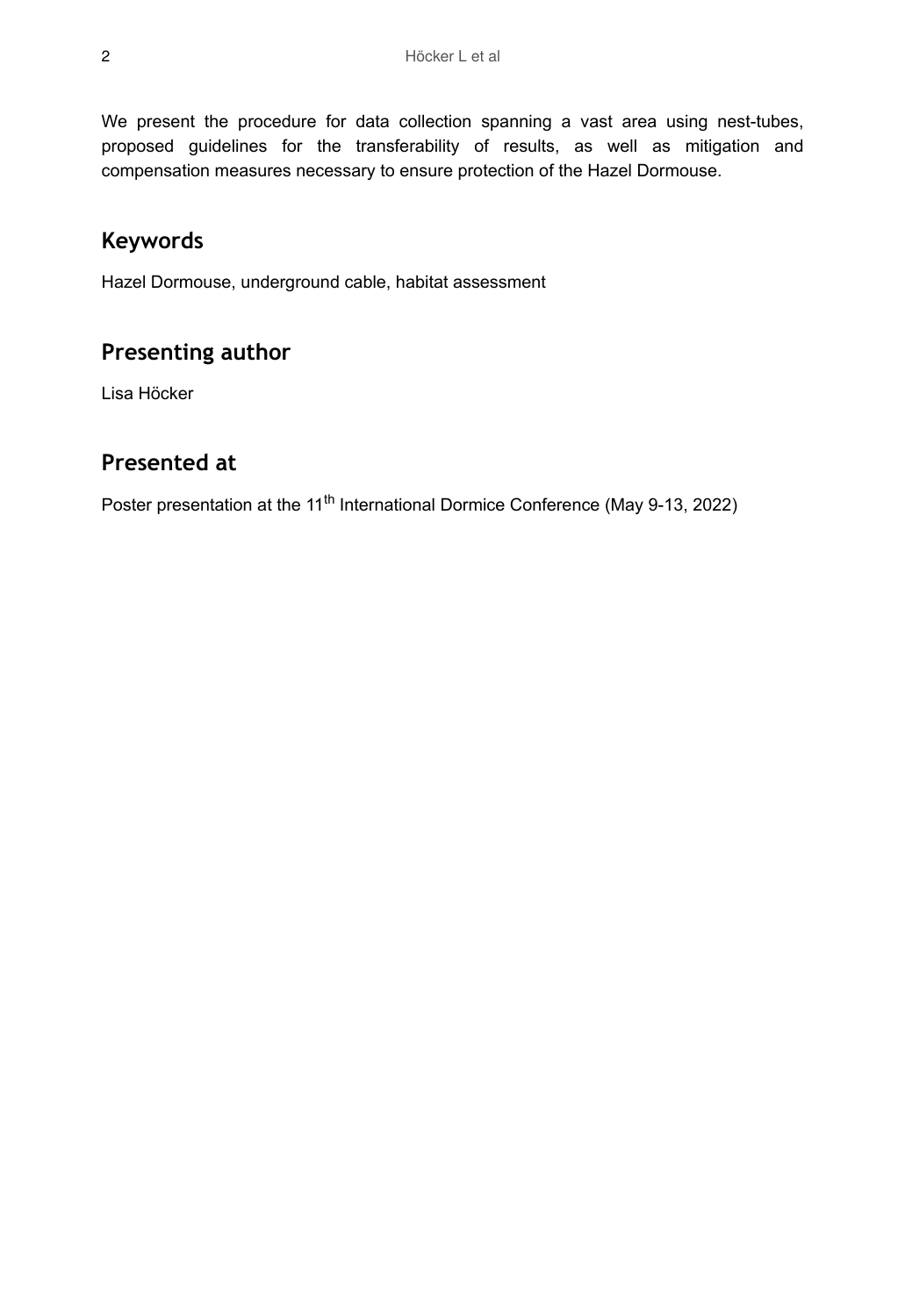We present the procedure for data collection spanning a vast area using nest-tubes, proposed guidelines for the transferability of results, as well as mitigation and compensation measures necessary to ensure protection of the Hazel Dormouse.

## Keywords

Hazel Dormouse, underground cable, habitat assessment

## Presenting author

Lisa Höcker

## Presented at

Poster presentation at the 11th International Dormice Conference (May 9-13, 2022)